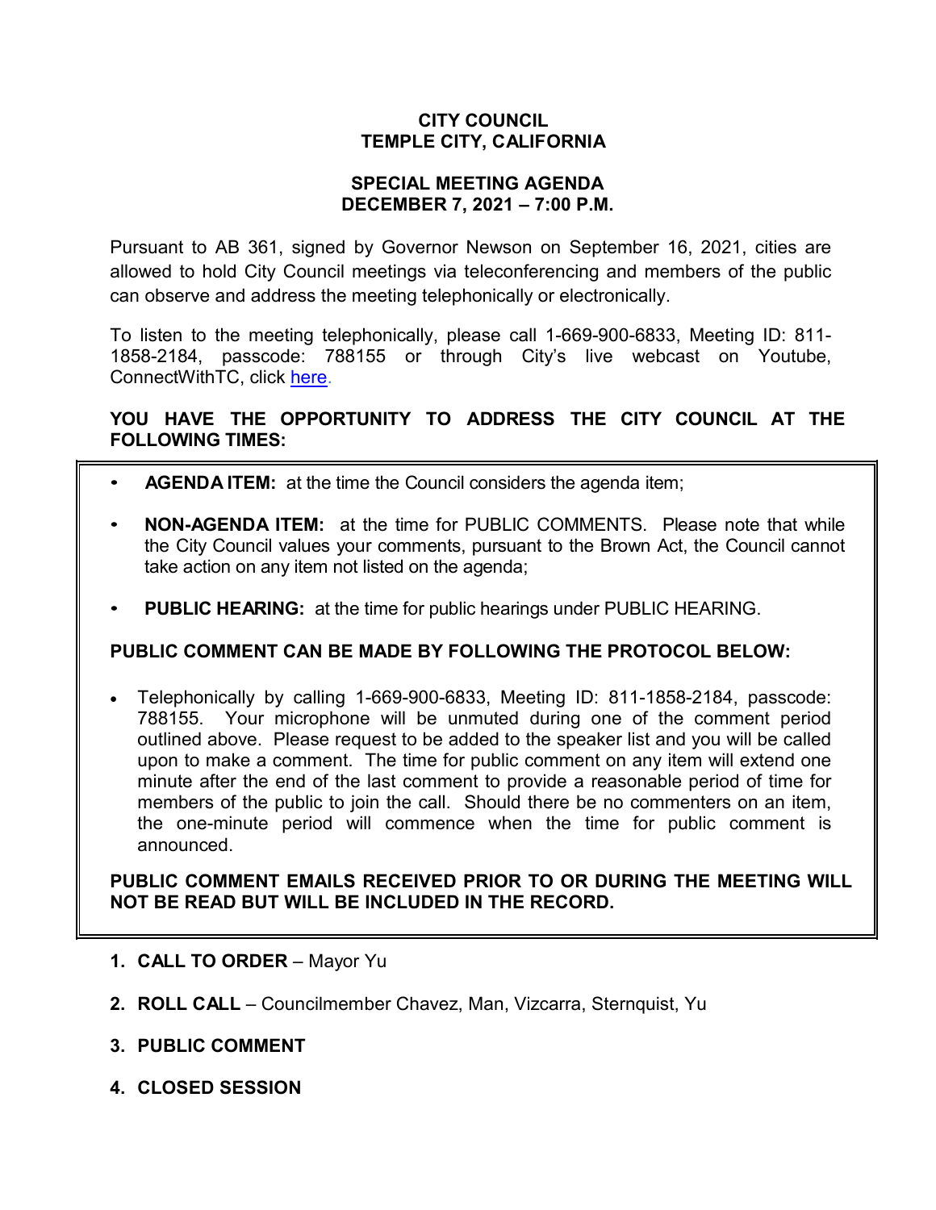# CITY COUNCIL
# TEMPLE CITY, CALIFORNIA

## SPECIAL MEETING AGENDA
## DECEMBER 7, 2021 – 7:00 P.M.

Pursuant to AB 361, signed by Governor Newson on September 16, 2021, cities are allowed to hold City Council meetings via teleconferencing and members of the public can observe and address the meeting telephonically or electronically.

To listen to the meeting telephonically, please call 1-669-900-6833, Meeting ID: 811-1858-2184, passcode: 788155 or through City's live webcast on Youtube, ConnectWithTC, click here.

**YOU HAVE THE OPPORTUNITY TO ADDRESS THE CITY COUNCIL AT THE FOLLOWING TIMES:**

- **AGENDA ITEM:** at the time the Council considers the agenda item;
- **NON-AGENDA ITEM:** at the time for PUBLIC COMMENTS. Please note that while the City Council values your comments, pursuant to the Brown Act, the Council cannot take action on any item not listed on the agenda;
- **PUBLIC HEARING:** at the time for public hearings under PUBLIC HEARING.

**PUBLIC COMMENT CAN BE MADE BY FOLLOWING THE PROTOCOL BELOW:**

- Telephonically by calling 1-669-900-6833, Meeting ID: 811-1858-2184, passcode: 788155. Your microphone will be unmuted during one of the comment period outlined above. Please request to be added to the speaker list and you will be called upon to make a comment. The time for public comment on any item will extend one minute after the end of the last comment to provide a reasonable period of time for members of the public to join the call. Should there be no commenters on an item, the one-minute period will commence when the time for public comment is announced.

**PUBLIC COMMENT EMAILS RECEIVED PRIOR TO OR DURING THE MEETING WILL NOT BE READ BUT WILL BE INCLUDED IN THE RECORD.**

1. **CALL TO ORDER** – Mayor Yu
2. **ROLL CALL** – Councilmember Chavez, Man, Vizcarra, Sternquist, Yu
3. **PUBLIC COMMENT**
4. **CLOSED SESSION**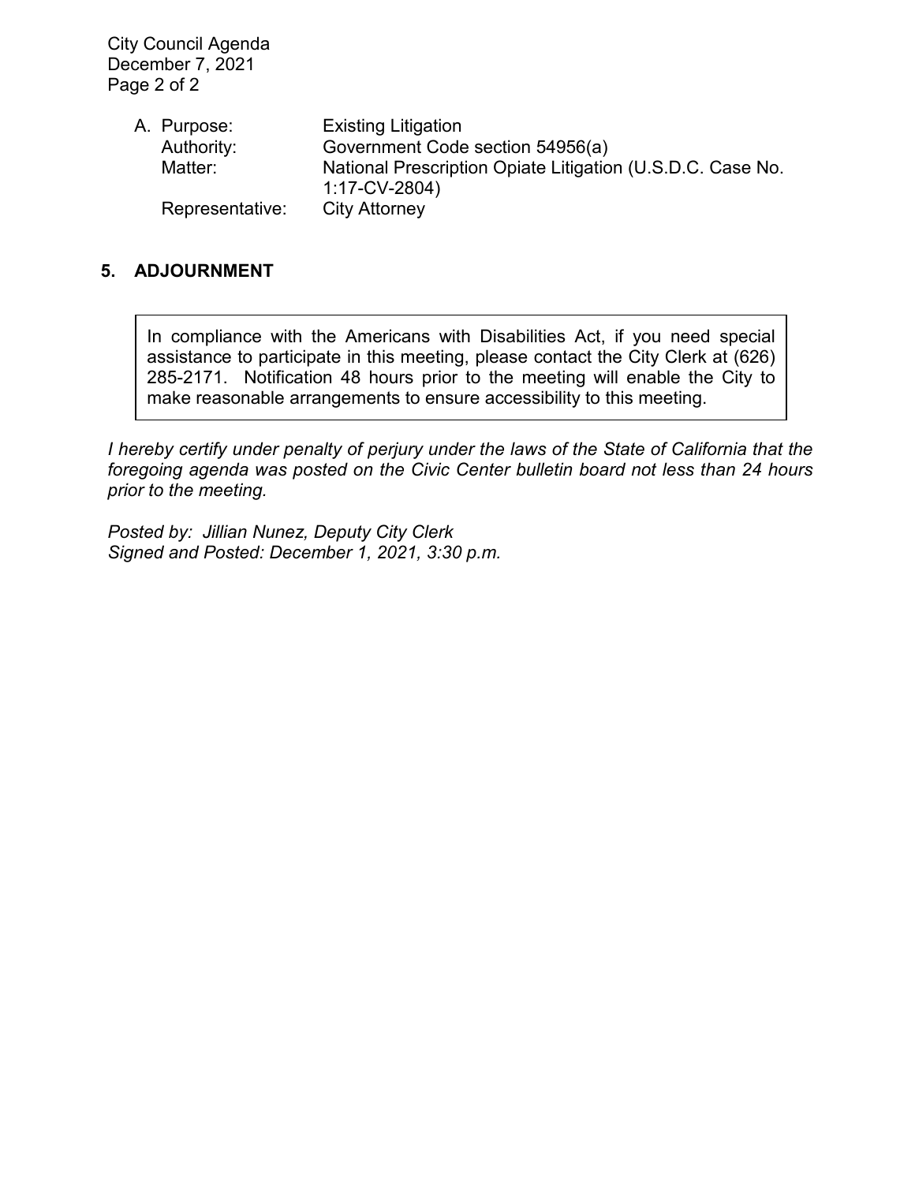A. Purpose: Existing Litigation
   Authority: Government Code section 54956(a)
   Matter: National Prescription Opiate Litigation (U.S.D.C. Case No. 1:17-CV-2804)
   Representative: City Attorney

## 5. ADJOURNMENT

In compliance with the Americans with Disabilities Act, if you need special assistance to participate in this meeting, please contact the City Clerk at (626) 285-2171. Notification 48 hours prior to the meeting will enable the City to make reasonable arrangements to ensure accessibility to this meeting.

*I hereby certify under penalty of perjury under the laws of the State of California that the foregoing agenda was posted on the Civic Center bulletin board not less than 24 hours prior to the meeting.*

*Posted by: Jillian Nunez, Deputy City Clerk*
*Signed and Posted: December 1, 2021, 3:30 p.m.*